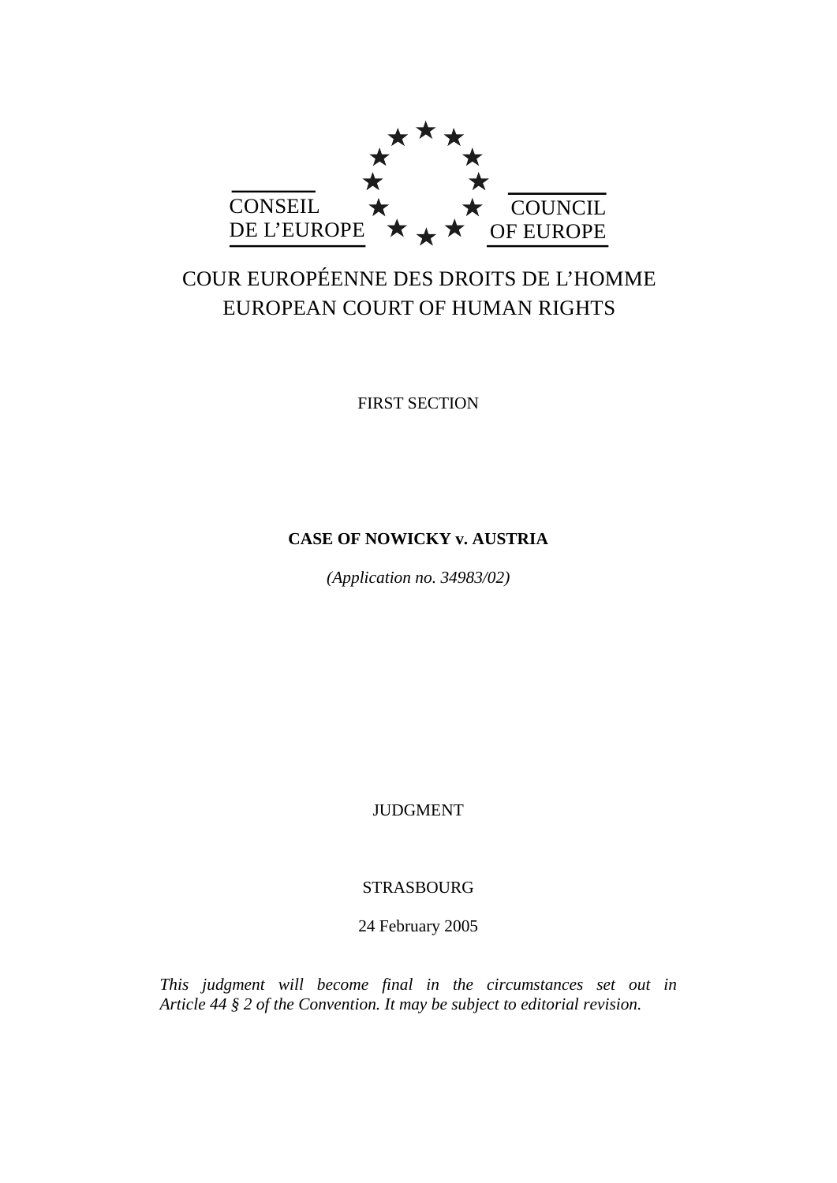CONSEIL DE L'EUROPE

COUNCIL OF EUROPE

COUR EUROPÉENNE DES DROITS DE L'HOMME
EUROPEAN COURT OF HUMAN RIGHTS

FIRST SECTION

**CASE OF NOWICKY v. AUSTRIA**

*(Application no. 34983/02)*

JUDGMENT

STRASBOURG

24 February 2005

*This judgment will become final in the circumstances set out in Article 44 § 2 of the Convention. It may be subject to editorial revision.*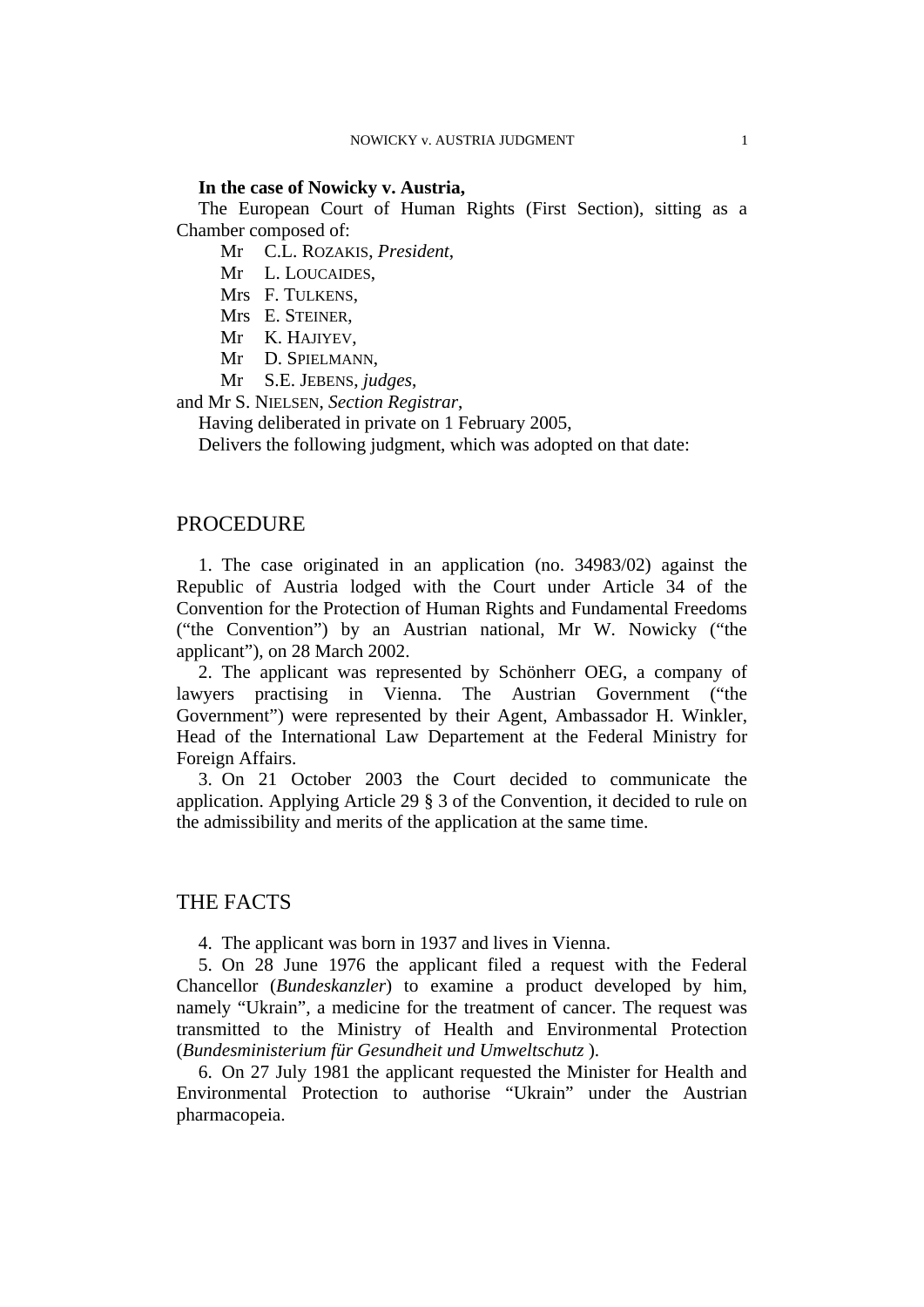**In the case of Nowicky v. Austria,**

The European Court of Human Rights (First Section), sitting as a Chamber composed of:

Mr C.L. ROZAKIS, *President*,
Mr L. LOUCAIDES,
Mrs F. TULKENS,
Mrs E. STEINER,
Mr K. HAJIYEV,
Mr D. SPIELMANN,
Mr S.E. JEBENS, *judges*,
and Mr S. NIELSEN, *Section Registrar*,

Having deliberated in private on 1 February 2005,

Delivers the following judgment, which was adopted on that date:

## PROCEDURE

1. The case originated in an application (no. 34983/02) against the Republic of Austria lodged with the Court under Article 34 of the Convention for the Protection of Human Rights and Fundamental Freedoms ("the Convention") by an Austrian national, Mr W. Nowicky ("the applicant"), on 28 March 2002.

2. The applicant was represented by Schönherr OEG, a company of lawyers practising in Vienna. The Austrian Government ("the Government") were represented by their Agent, Ambassador H. Winkler, Head of the International Law Departement at the Federal Ministry for Foreign Affairs.

3. On 21 October 2003 the Court decided to communicate the application. Applying Article 29 § 3 of the Convention, it decided to rule on the admissibility and merits of the application at the same time.

## THE FACTS

4. The applicant was born in 1937 and lives in Vienna.

5. On 28 June 1976 the applicant filed a request with the Federal Chancellor (*Bundeskanzler*) to examine a product developed by him, namely "Ukrain", a medicine for the treatment of cancer. The request was transmitted to the Ministry of Health and Environmental Protection (*Bundesministerium für Gesundheit und Umweltschutz* ).

6. On 27 July 1981 the applicant requested the Minister for Health and Environmental Protection to authorise "Ukrain" under the Austrian pharmacopeia.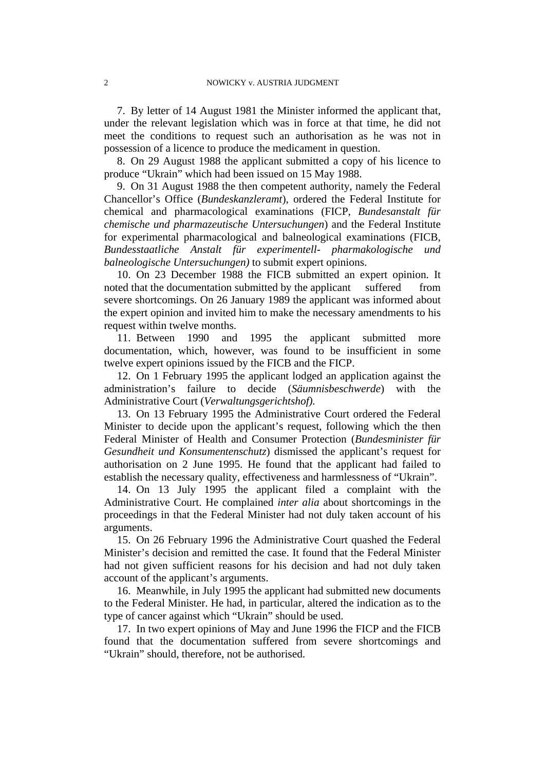7. By letter of 14 August 1981 the Minister informed the applicant that, under the relevant legislation which was in force at that time, he did not meet the conditions to request such an authorisation as he was not in possession of a licence to produce the medicament in question.

8. On 29 August 1988 the applicant submitted a copy of his licence to produce "Ukrain" which had been issued on 15 May 1988.

9. On 31 August 1988 the then competent authority, namely the Federal Chancellor's Office (*Bundeskanzleramt*), ordered the Federal Institute for chemical and pharmacological examinations (FICP, *Bundesanstalt für chemische und pharmazeutische Untersuchungen*) and the Federal Institute for experimental pharmacological and balneological examinations (FICB, *Bundesstaatliche Anstalt für experimentell- pharmakologische und balneologische Untersuchungen)* to submit expert opinions.

10. On 23 December 1988 the FICB submitted an expert opinion. It noted that the documentation submitted by the applicant suffered from severe shortcomings. On 26 January 1989 the applicant was informed about the expert opinion and invited him to make the necessary amendments to his request within twelve months.

11. Between 1990 and 1995 the applicant submitted more documentation, which, however, was found to be insufficient in some twelve expert opinions issued by the FICB and the FICP.

12. On 1 February 1995 the applicant lodged an application against the administration's failure to decide (*Säumnisbeschwerde*) with the Administrative Court (*Verwaltungsgerichtshof).*

13. On 13 February 1995 the Administrative Court ordered the Federal Minister to decide upon the applicant's request, following which the then Federal Minister of Health and Consumer Protection (*Bundesminister für Gesundheit und Konsumentenschutz*) dismissed the applicant's request for authorisation on 2 June 1995. He found that the applicant had failed to establish the necessary quality, effectiveness and harmlessness of "Ukrain".

14. On 13 July 1995 the applicant filed a complaint with the Administrative Court. He complained *inter alia* about shortcomings in the proceedings in that the Federal Minister had not duly taken account of his arguments.

15. On 26 February 1996 the Administrative Court quashed the Federal Minister's decision and remitted the case. It found that the Federal Minister had not given sufficient reasons for his decision and had not duly taken account of the applicant's arguments.

16. Meanwhile, in July 1995 the applicant had submitted new documents to the Federal Minister. He had, in particular, altered the indication as to the type of cancer against which "Ukrain" should be used.

17. In two expert opinions of May and June 1996 the FICP and the FICB found that the documentation suffered from severe shortcomings and "Ukrain" should, therefore, not be authorised.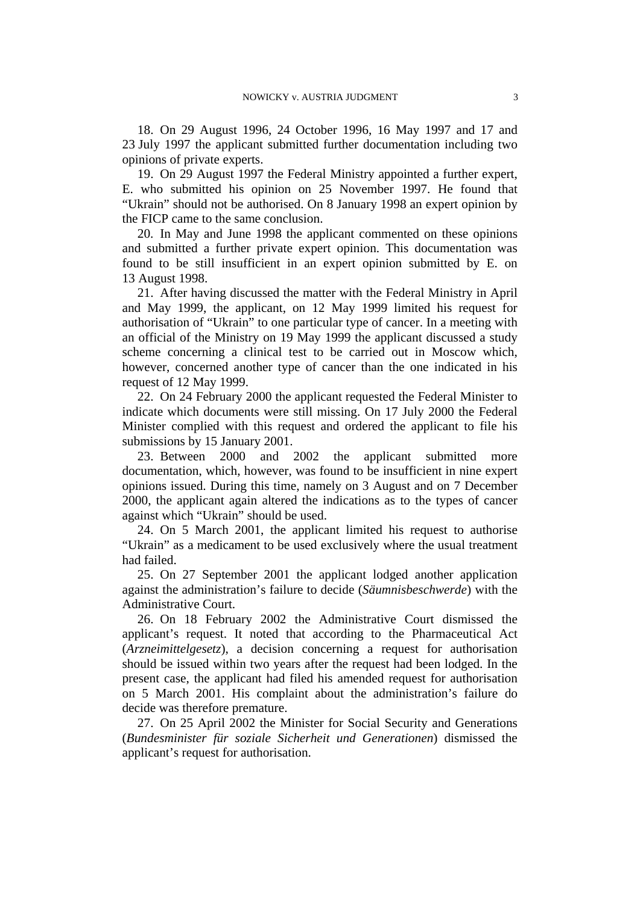18. On 29 August 1996, 24 October 1996, 16 May 1997 and 17 and 23 July 1997 the applicant submitted further documentation including two opinions of private experts.

19. On 29 August 1997 the Federal Ministry appointed a further expert, E. who submitted his opinion on 25 November 1997. He found that "Ukrain" should not be authorised. On 8 January 1998 an expert opinion by the FICP came to the same conclusion.

20. In May and June 1998 the applicant commented on these opinions and submitted a further private expert opinion. This documentation was found to be still insufficient in an expert opinion submitted by E. on 13 August 1998.

21. After having discussed the matter with the Federal Ministry in April and May 1999, the applicant, on 12 May 1999 limited his request for authorisation of "Ukrain" to one particular type of cancer. In a meeting with an official of the Ministry on 19 May 1999 the applicant discussed a study scheme concerning a clinical test to be carried out in Moscow which, however, concerned another type of cancer than the one indicated in his request of 12 May 1999.

22. On 24 February 2000 the applicant requested the Federal Minister to indicate which documents were still missing. On 17 July 2000 the Federal Minister complied with this request and ordered the applicant to file his submissions by 15 January 2001.

23. Between 2000 and 2002 the applicant submitted more documentation, which, however, was found to be insufficient in nine expert opinions issued. During this time, namely on 3 August and on 7 December 2000, the applicant again altered the indications as to the types of cancer against which "Ukrain" should be used.

24. On 5 March 2001, the applicant limited his request to authorise "Ukrain" as a medicament to be used exclusively where the usual treatment had failed.

25. On 27 September 2001 the applicant lodged another application against the administration's failure to decide (*Säumnisbeschwerde*) with the Administrative Court.

26. On 18 February 2002 the Administrative Court dismissed the applicant's request. It noted that according to the Pharmaceutical Act (*Arzneimittelgesetz*), a decision concerning a request for authorisation should be issued within two years after the request had been lodged. In the present case, the applicant had filed his amended request for authorisation on 5 March 2001. His complaint about the administration's failure do decide was therefore premature.

27. On 25 April 2002 the Minister for Social Security and Generations (*Bundesminister für soziale Sicherheit und Generationen*) dismissed the applicant's request for authorisation.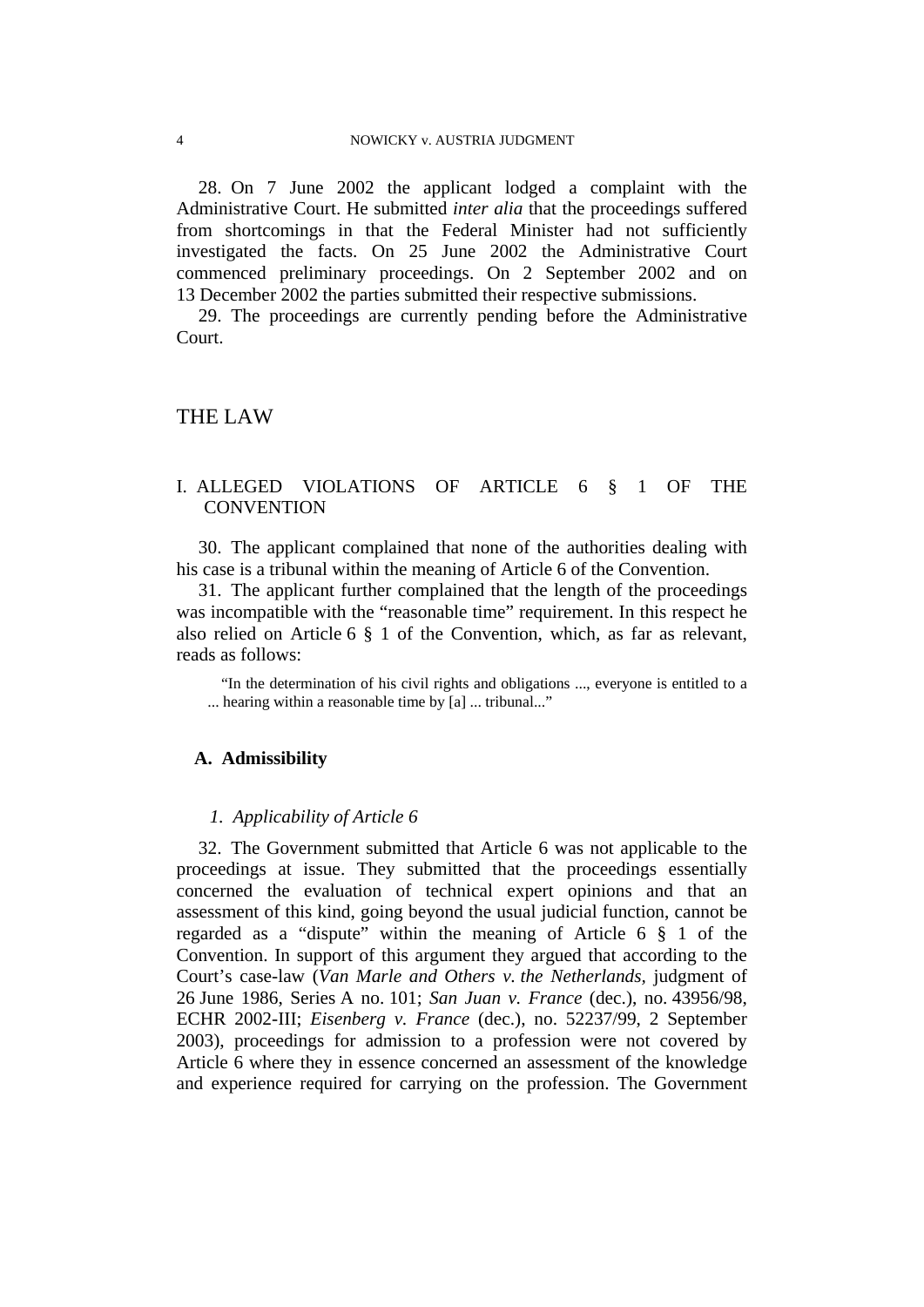28. On 7 June 2002 the applicant lodged a complaint with the Administrative Court. He submitted *inter alia* that the proceedings suffered from shortcomings in that the Federal Minister had not sufficiently investigated the facts. On 25 June 2002 the Administrative Court commenced preliminary proceedings. On 2 September 2002 and on 13 December 2002 the parties submitted their respective submissions.

29. The proceedings are currently pending before the Administrative Court.

# THE LAW

## I. ALLEGED VIOLATIONS OF ARTICLE 6 § 1 OF THE CONVENTION

30. The applicant complained that none of the authorities dealing with his case is a tribunal within the meaning of Article 6 of the Convention.

31. The applicant further complained that the length of the proceedings was incompatible with the "reasonable time" requirement. In this respect he also relied on Article 6 § 1 of the Convention, which, as far as relevant, reads as follows:

> "In the determination of his civil rights and obligations ..., everyone is entitled to a ... hearing within a reasonable time by [a] ... tribunal..."

### A. Admissibility

#### *1. Applicability of Article 6*

32. The Government submitted that Article 6 was not applicable to the proceedings at issue. They submitted that the proceedings essentially concerned the evaluation of technical expert opinions and that an assessment of this kind, going beyond the usual judicial function, cannot be regarded as a "dispute" within the meaning of Article 6 § 1 of the Convention. In support of this argument they argued that according to the Court's case-law (*Van Marle and Others v. the Netherlands,* judgment of 26 June 1986, Series A no. 101; *San Juan v. France* (dec.), no. 43956/98, ECHR 2002-III; *Eisenberg v. France* (dec.), no. 52237/99, 2 September 2003), proceedings for admission to a profession were not covered by Article 6 where they in essence concerned an assessment of the knowledge and experience required for carrying on the profession. The Government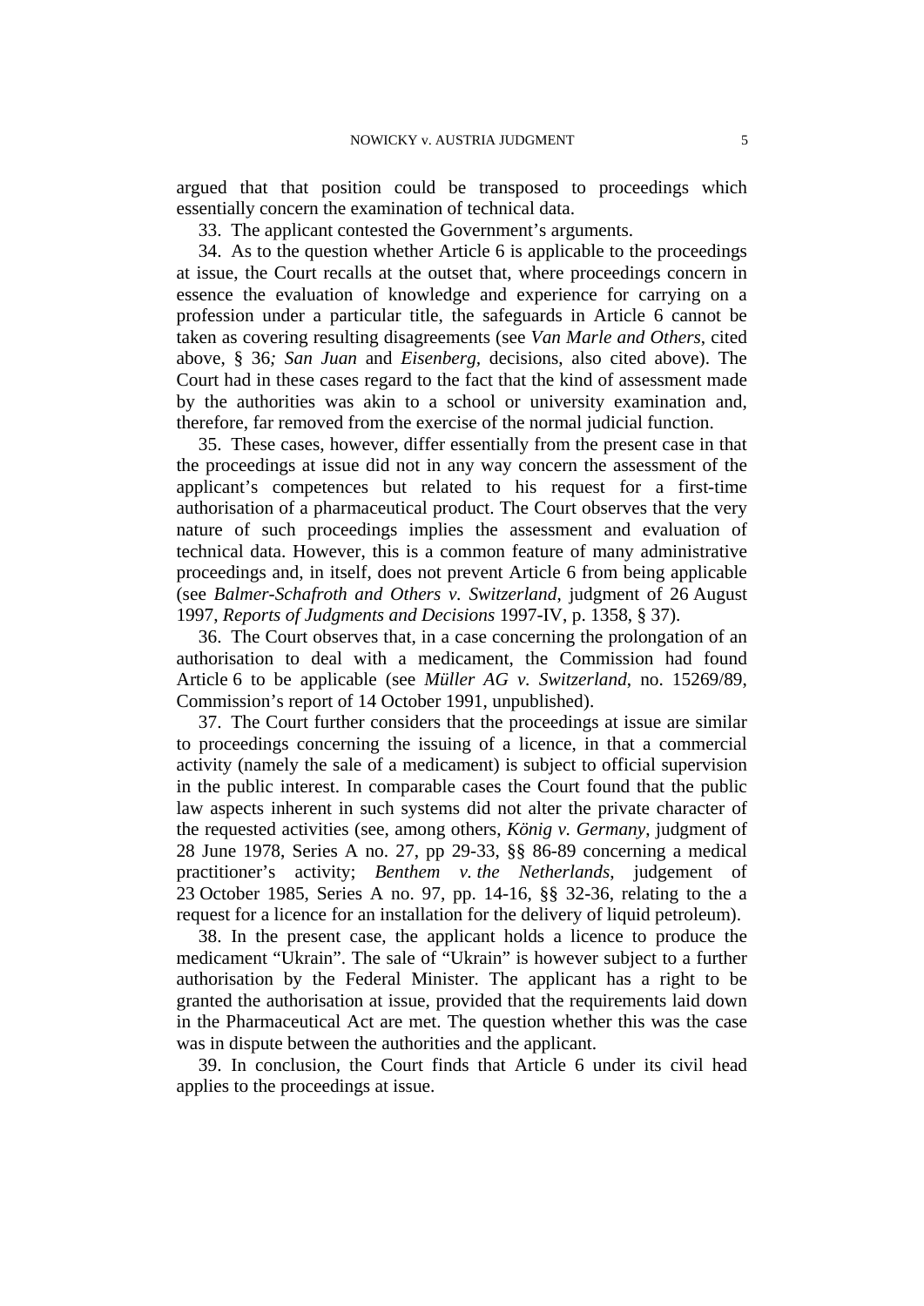argued that that position could be transposed to proceedings which essentially concern the examination of technical data.

33. The applicant contested the Government's arguments.

34. As to the question whether Article 6 is applicable to the proceedings at issue, the Court recalls at the outset that, where proceedings concern in essence the evaluation of knowledge and experience for carrying on a profession under a particular title, the safeguards in Article 6 cannot be taken as covering resulting disagreements (see *Van Marle and Others*, cited above, § 36*; San Juan* and *Eisenberg*, decisions, also cited above). The Court had in these cases regard to the fact that the kind of assessment made by the authorities was akin to a school or university examination and, therefore, far removed from the exercise of the normal judicial function.

35. These cases, however, differ essentially from the present case in that the proceedings at issue did not in any way concern the assessment of the applicant's competences but related to his request for a first-time authorisation of a pharmaceutical product. The Court observes that the very nature of such proceedings implies the assessment and evaluation of technical data. However, this is a common feature of many administrative proceedings and, in itself, does not prevent Article 6 from being applicable (see *Balmer-Schafroth and Others v. Switzerland*, judgment of 26 August 1997, *Reports of Judgments and Decisions* 1997-IV, p. 1358, § 37).

36. The Court observes that, in a case concerning the prolongation of an authorisation to deal with a medicament, the Commission had found Article 6 to be applicable (see *Müller AG v. Switzerland*, no. 15269/89, Commission's report of 14 October 1991, unpublished).

37. The Court further considers that the proceedings at issue are similar to proceedings concerning the issuing of a licence, in that a commercial activity (namely the sale of a medicament) is subject to official supervision in the public interest. In comparable cases the Court found that the public law aspects inherent in such systems did not alter the private character of the requested activities (see, among others, *König v. Germany*, judgment of 28 June 1978, Series A no. 27, pp 29-33, §§ 86-89 concerning a medical practitioner's activity; *Benthem v. the Netherlands*, judgement of 23 October 1985, Series A no. 97, pp. 14-16, §§ 32-36, relating to the a request for a licence for an installation for the delivery of liquid petroleum).

38. In the present case, the applicant holds a licence to produce the medicament "Ukrain". The sale of "Ukrain" is however subject to a further authorisation by the Federal Minister. The applicant has a right to be granted the authorisation at issue, provided that the requirements laid down in the Pharmaceutical Act are met. The question whether this was the case was in dispute between the authorities and the applicant.

39. In conclusion, the Court finds that Article 6 under its civil head applies to the proceedings at issue.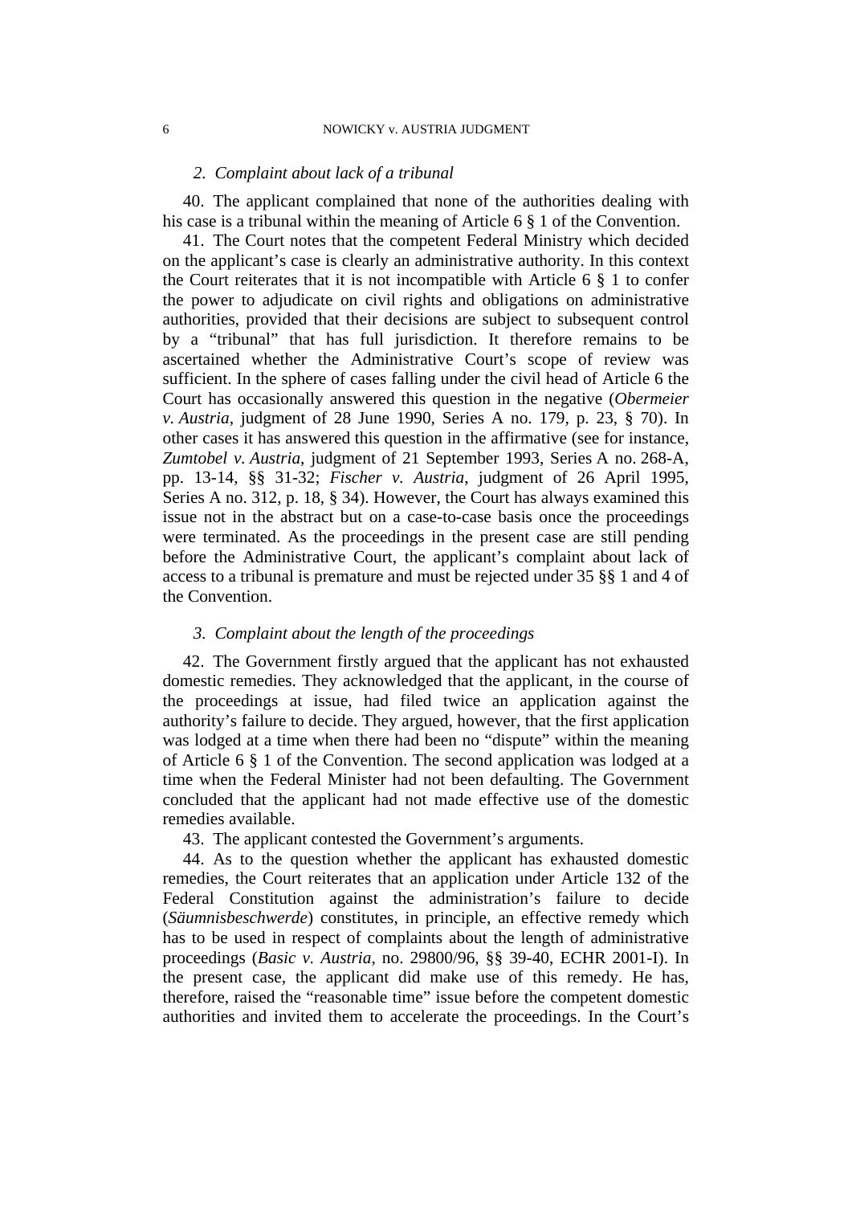### 2. *Complaint about lack of a tribunal*

40. The applicant complained that none of the authorities dealing with his case is a tribunal within the meaning of Article 6 § 1 of the Convention.

41. The Court notes that the competent Federal Ministry which decided on the applicant's case is clearly an administrative authority. In this context the Court reiterates that it is not incompatible with Article 6 § 1 to confer the power to adjudicate on civil rights and obligations on administrative authorities, provided that their decisions are subject to subsequent control by a "tribunal" that has full jurisdiction. It therefore remains to be ascertained whether the Administrative Court's scope of review was sufficient. In the sphere of cases falling under the civil head of Article 6 the Court has occasionally answered this question in the negative (*Obermeier v. Austria*, judgment of 28 June 1990, Series A no. 179, p. 23, § 70). In other cases it has answered this question in the affirmative (see for instance, *Zumtobel v. Austria*, judgment of 21 September 1993, Series A no. 268-A, pp. 13-14, §§ 31-32; *Fischer v. Austria*, judgment of 26 April 1995, Series A no. 312, p. 18, § 34). However, the Court has always examined this issue not in the abstract but on a case-to-case basis once the proceedings were terminated. As the proceedings in the present case are still pending before the Administrative Court, the applicant's complaint about lack of access to a tribunal is premature and must be rejected under 35 §§ 1 and 4 of the Convention.

### 3. *Complaint about the length of the proceedings*

42. The Government firstly argued that the applicant has not exhausted domestic remedies. They acknowledged that the applicant, in the course of the proceedings at issue, had filed twice an application against the authority's failure to decide. They argued, however, that the first application was lodged at a time when there had been no "dispute" within the meaning of Article 6 § 1 of the Convention. The second application was lodged at a time when the Federal Minister had not been defaulting. The Government concluded that the applicant had not made effective use of the domestic remedies available.

43. The applicant contested the Government's arguments.

44. As to the question whether the applicant has exhausted domestic remedies, the Court reiterates that an application under Article 132 of the Federal Constitution against the administration's failure to decide (*Säumnisbeschwerde*) constitutes, in principle, an effective remedy which has to be used in respect of complaints about the length of administrative proceedings (*Basic v. Austria*, no. 29800/96, §§ 39-40, ECHR 2001-I). In the present case, the applicant did make use of this remedy. He has, therefore, raised the "reasonable time" issue before the competent domestic authorities and invited them to accelerate the proceedings. In the Court's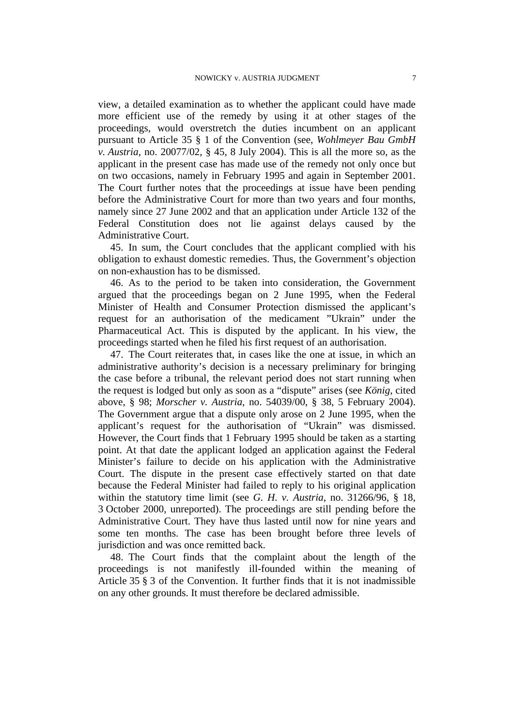view, a detailed examination as to whether the applicant could have made more efficient use of the remedy by using it at other stages of the proceedings, would overstretch the duties incumbent on an applicant pursuant to Article 35 § 1 of the Convention (see, *Wohlmeyer Bau GmbH v. Austria*, no. 20077/02, § 45, 8 July 2004). This is all the more so, as the applicant in the present case has made use of the remedy not only once but on two occasions, namely in February 1995 and again in September 2001. The Court further notes that the proceedings at issue have been pending before the Administrative Court for more than two years and four months, namely since 27 June 2002 and that an application under Article 132 of the Federal Constitution does not lie against delays caused by the Administrative Court.

45. In sum, the Court concludes that the applicant complied with his obligation to exhaust domestic remedies. Thus, the Government's objection on non-exhaustion has to be dismissed.

46. As to the period to be taken into consideration, the Government argued that the proceedings began on 2 June 1995, when the Federal Minister of Health and Consumer Protection dismissed the applicant's request for an authorisation of the medicament "Ukrain" under the Pharmaceutical Act. This is disputed by the applicant. In his view, the proceedings started when he filed his first request of an authorisation.

47. The Court reiterates that, in cases like the one at issue, in which an administrative authority's decision is a necessary preliminary for bringing the case before a tribunal, the relevant period does not start running when the request is lodged but only as soon as a "dispute" arises (see *König*, cited above, § 98; *Morscher v. Austria*, no. 54039/00, § 38, 5 February 2004). The Government argue that a dispute only arose on 2 June 1995, when the applicant's request for the authorisation of "Ukrain" was dismissed. However, the Court finds that 1 February 1995 should be taken as a starting point. At that date the applicant lodged an application against the Federal Minister's failure to decide on his application with the Administrative Court. The dispute in the present case effectively started on that date because the Federal Minister had failed to reply to his original application within the statutory time limit (see *G. H. v. Austria*, no. 31266/96, § 18, 3 October 2000, unreported). The proceedings are still pending before the Administrative Court. They have thus lasted until now for nine years and some ten months. The case has been brought before three levels of jurisdiction and was once remitted back.

48. The Court finds that the complaint about the length of the proceedings is not manifestly ill-founded within the meaning of Article 35 § 3 of the Convention. It further finds that it is not inadmissible on any other grounds. It must therefore be declared admissible.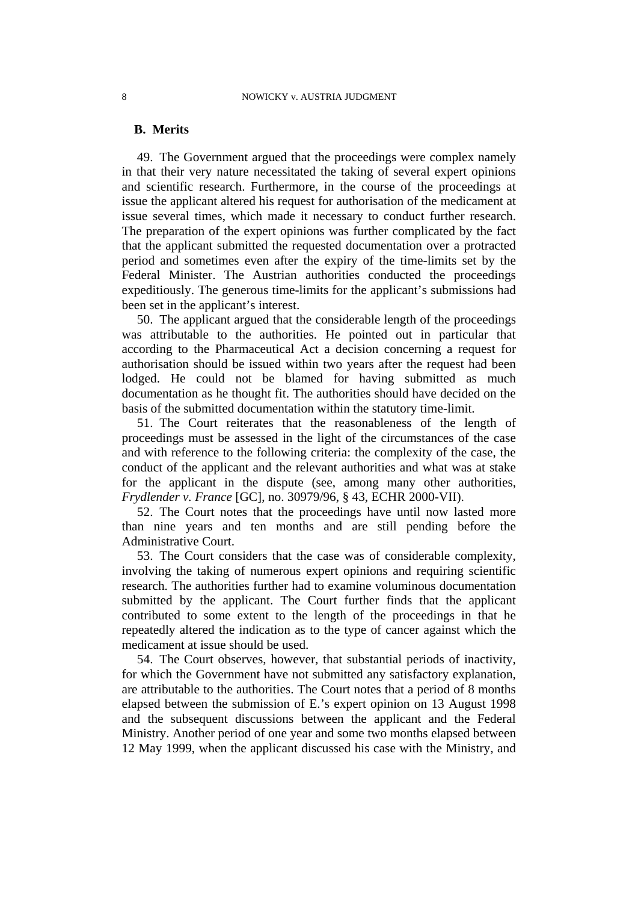## B. Merits

49. The Government argued that the proceedings were complex namely in that their very nature necessitated the taking of several expert opinions and scientific research. Furthermore, in the course of the proceedings at issue the applicant altered his request for authorisation of the medicament at issue several times, which made it necessary to conduct further research. The preparation of the expert opinions was further complicated by the fact that the applicant submitted the requested documentation over a protracted period and sometimes even after the expiry of the time-limits set by the Federal Minister. The Austrian authorities conducted the proceedings expeditiously. The generous time-limits for the applicant's submissions had been set in the applicant's interest.

50. The applicant argued that the considerable length of the proceedings was attributable to the authorities. He pointed out in particular that according to the Pharmaceutical Act a decision concerning a request for authorisation should be issued within two years after the request had been lodged. He could not be blamed for having submitted as much documentation as he thought fit. The authorities should have decided on the basis of the submitted documentation within the statutory time-limit.

51. The Court reiterates that the reasonableness of the length of proceedings must be assessed in the light of the circumstances of the case and with reference to the following criteria: the complexity of the case, the conduct of the applicant and the relevant authorities and what was at stake for the applicant in the dispute (see, among many other authorities, *Frydlender v. France* [GC], no. 30979/96, § 43, ECHR 2000-VII).

52. The Court notes that the proceedings have until now lasted more than nine years and ten months and are still pending before the Administrative Court.

53. The Court considers that the case was of considerable complexity, involving the taking of numerous expert opinions and requiring scientific research. The authorities further had to examine voluminous documentation submitted by the applicant. The Court further finds that the applicant contributed to some extent to the length of the proceedings in that he repeatedly altered the indication as to the type of cancer against which the medicament at issue should be used.

54. The Court observes, however, that substantial periods of inactivity, for which the Government have not submitted any satisfactory explanation, are attributable to the authorities. The Court notes that a period of 8 months elapsed between the submission of E.'s expert opinion on 13 August 1998 and the subsequent discussions between the applicant and the Federal Ministry. Another period of one year and some two months elapsed between 12 May 1999, when the applicant discussed his case with the Ministry, and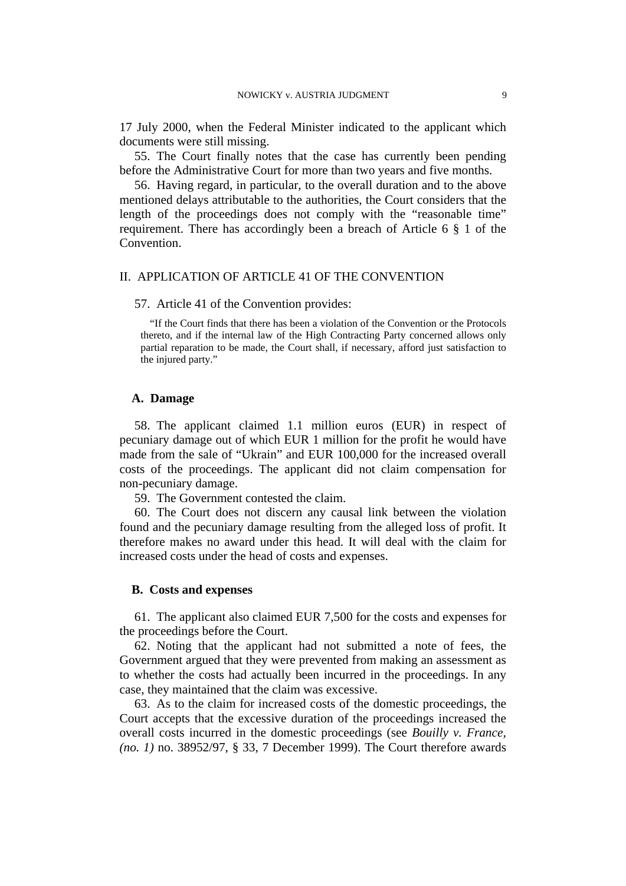17 July 2000, when the Federal Minister indicated to the applicant which documents were still missing.

55. The Court finally notes that the case has currently been pending before the Administrative Court for more than two years and five months.

56. Having regard, in particular, to the overall duration and to the above mentioned delays attributable to the authorities, the Court considers that the length of the proceedings does not comply with the "reasonable time" requirement. There has accordingly been a breach of Article 6 § 1 of the Convention.

## II. APPLICATION OF ARTICLE 41 OF THE CONVENTION

57. Article 41 of the Convention provides:

> "If the Court finds that there has been a violation of the Convention or the Protocols thereto, and if the internal law of the High Contracting Party concerned allows only partial reparation to be made, the Court shall, if necessary, afford just satisfaction to the injured party."

### A. Damage

58. The applicant claimed 1.1 million euros (EUR) in respect of pecuniary damage out of which EUR 1 million for the profit he would have made from the sale of "Ukrain" and EUR 100,000 for the increased overall costs of the proceedings. The applicant did not claim compensation for non-pecuniary damage.

59. The Government contested the claim.

60. The Court does not discern any causal link between the violation found and the pecuniary damage resulting from the alleged loss of profit. It therefore makes no award under this head. It will deal with the claim for increased costs under the head of costs and expenses.

### B. Costs and expenses

61. The applicant also claimed EUR 7,500 for the costs and expenses for the proceedings before the Court.

62. Noting that the applicant had not submitted a note of fees, the Government argued that they were prevented from making an assessment as to whether the costs had actually been incurred in the proceedings. In any case, they maintained that the claim was excessive.

63. As to the claim for increased costs of the domestic proceedings, the Court accepts that the excessive duration of the proceedings increased the overall costs incurred in the domestic proceedings (see *Bouilly v. France, (no. 1)* no. 38952/97, § 33, 7 December 1999). The Court therefore awards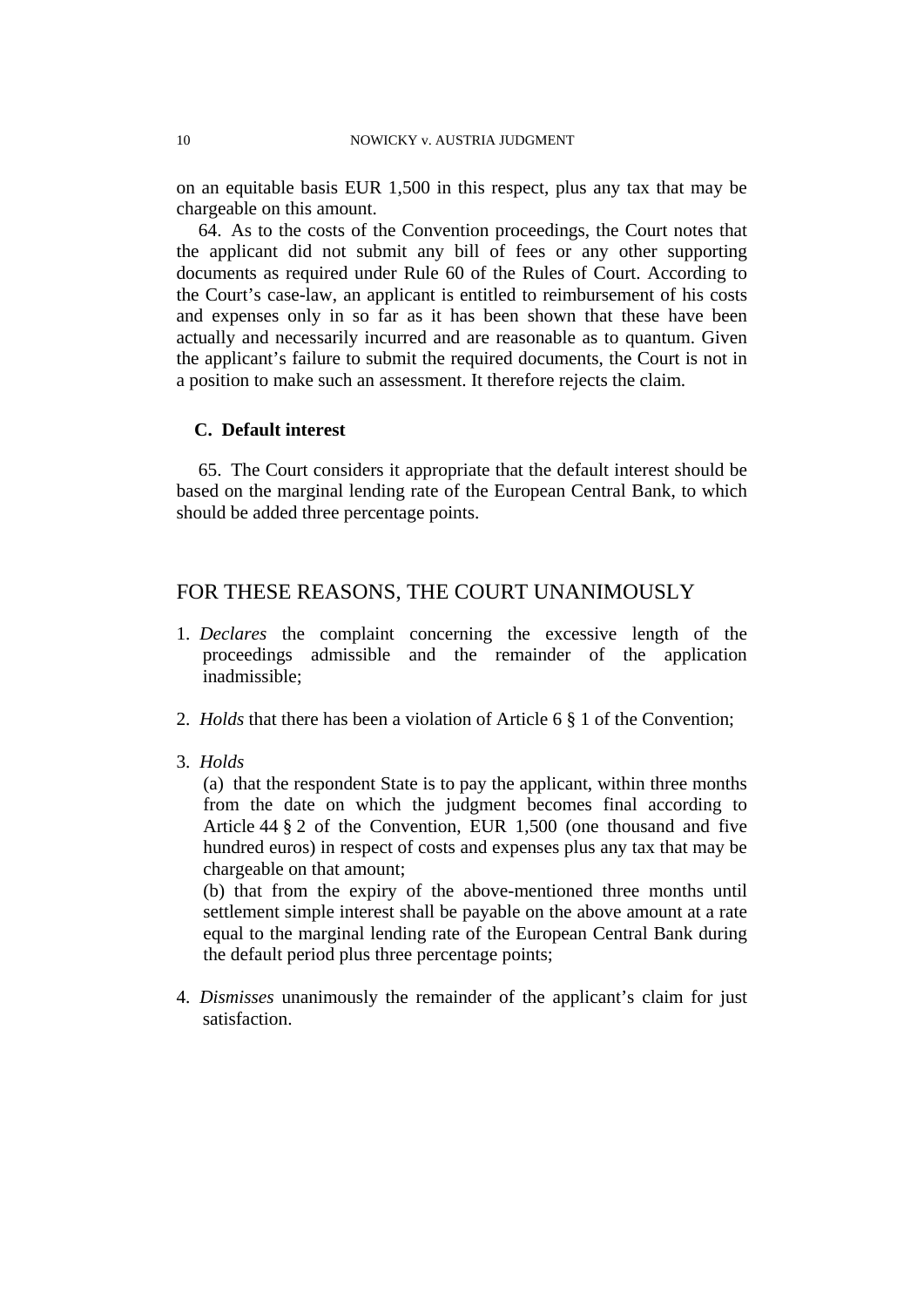on an equitable basis EUR 1,500 in this respect, plus any tax that may be chargeable on this amount.

64. As to the costs of the Convention proceedings, the Court notes that the applicant did not submit any bill of fees or any other supporting documents as required under Rule 60 of the Rules of Court. According to the Court's case-law, an applicant is entitled to reimbursement of his costs and expenses only in so far as it has been shown that these have been actually and necessarily incurred and are reasonable as to quantum. Given the applicant's failure to submit the required documents, the Court is not in a position to make such an assessment. It therefore rejects the claim.

### C. Default interest

65. The Court considers it appropriate that the default interest should be based on the marginal lending rate of the European Central Bank, to which should be added three percentage points.

## FOR THESE REASONS, THE COURT UNANIMOUSLY

1. *Declares* the complaint concerning the excessive length of the proceedings admissible and the remainder of the application inadmissible;

2. *Holds* that there has been a violation of Article 6 § 1 of the Convention;

3. *Holds*
   (a) that the respondent State is to pay the applicant, within three months from the date on which the judgment becomes final according to Article 44 § 2 of the Convention, EUR 1,500 (one thousand and five hundred euros) in respect of costs and expenses plus any tax that may be chargeable on that amount;
   (b) that from the expiry of the above-mentioned three months until settlement simple interest shall be payable on the above amount at a rate equal to the marginal lending rate of the European Central Bank during the default period plus three percentage points;

4. *Dismisses* unanimously the remainder of the applicant's claim for just satisfaction.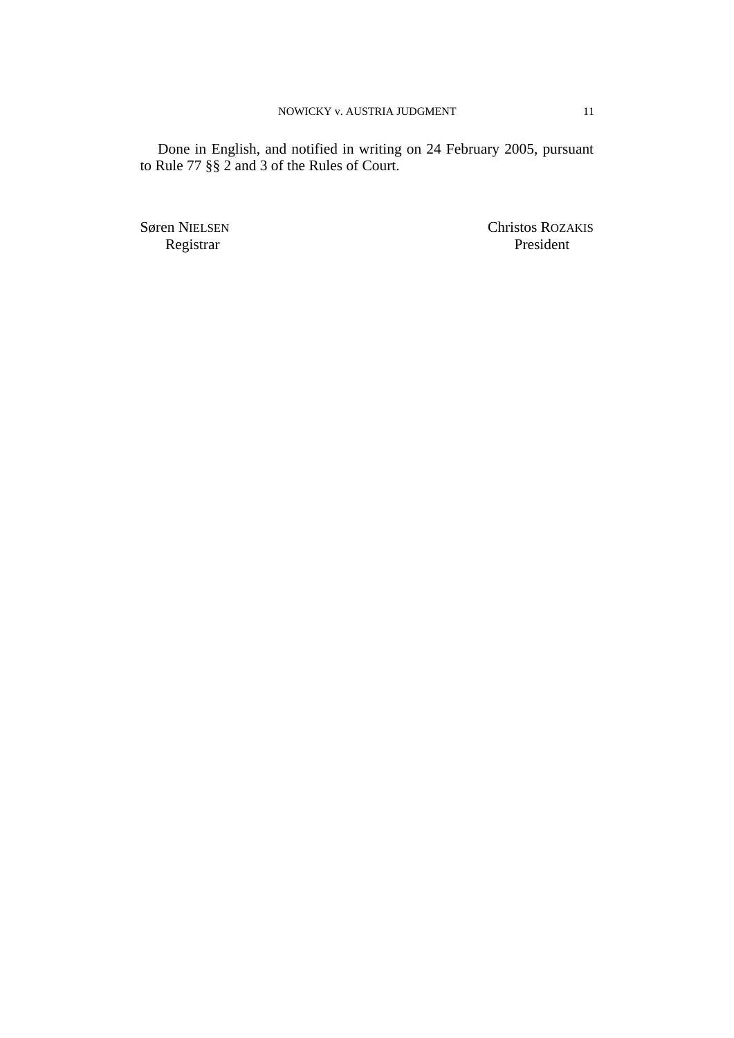Done in English, and notified in writing on 24 February 2005, pursuant to Rule 77 §§ 2 and 3 of the Rules of Court.

| | |
|---|---|
| Søren NIELSEN | Christos ROZAKIS |
| Registrar | President |